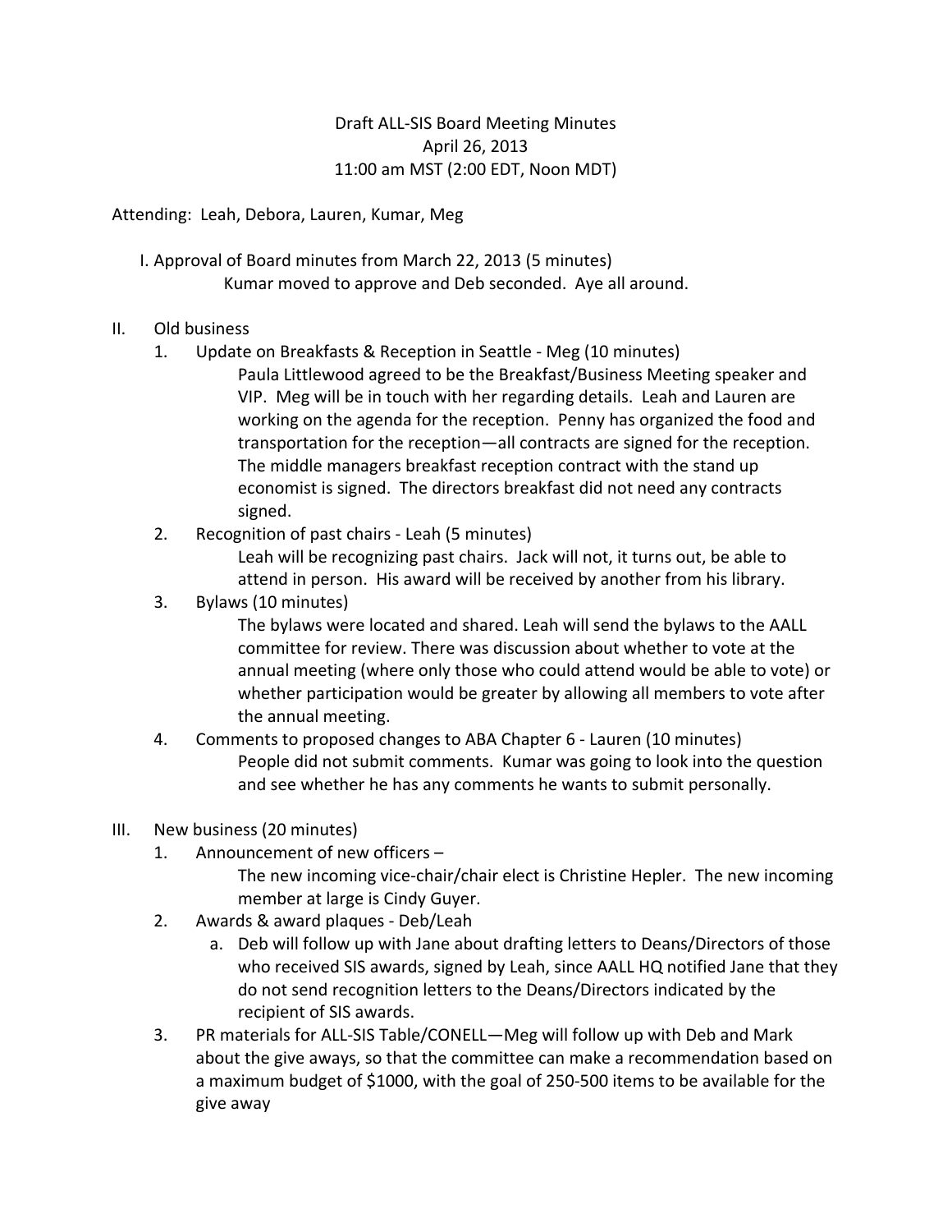Draft ALL-SIS Board Meeting Minutes
April 26, 2013
11:00 am MST (2:00 EDT, Noon MDT)

Attending: Leah, Debora, Lauren, Kumar, Meg

I. Approval of Board minutes from March 22, 2013 (5 minutes)

Kumar moved to approve and Deb seconded. Aye all around.

II. Old business

1. Update on Breakfasts & Reception in Seattle - Meg (10 minutes)

   Paula Littlewood agreed to be the Breakfast/Business Meeting speaker and VIP. Meg will be in touch with her regarding details. Leah and Lauren are working on the agenda for the reception. Penny has organized the food and transportation for the reception—all contracts are signed for the reception. The middle managers breakfast reception contract with the stand up economist is signed. The directors breakfast did not need any contracts signed.

2. Recognition of past chairs - Leah (5 minutes)

   Leah will be recognizing past chairs. Jack will not, it turns out, be able to attend in person. His award will be received by another from his library.

3. Bylaws (10 minutes)

   The bylaws were located and shared. Leah will send the bylaws to the AALL committee for review. There was discussion about whether to vote at the annual meeting (where only those who could attend would be able to vote) or whether participation would be greater by allowing all members to vote after the annual meeting.

4. Comments to proposed changes to ABA Chapter 6 - Lauren (10 minutes)

   People did not submit comments. Kumar was going to look into the question and see whether he has any comments he wants to submit personally.

III. New business (20 minutes)

1. Announcement of new officers –

   The new incoming vice-chair/chair elect is Christine Hepler. The new incoming member at large is Cindy Guyer.

2. Awards & award plaques - Deb/Leah

   a. Deb will follow up with Jane about drafting letters to Deans/Directors of those who received SIS awards, signed by Leah, since AALL HQ notified Jane that they do not send recognition letters to the Deans/Directors indicated by the recipient of SIS awards.

3. PR materials for ALL-SIS Table/CONELL—Meg will follow up with Deb and Mark about the give aways, so that the committee can make a recommendation based on a maximum budget of $1000, with the goal of 250-500 items to be available for the give away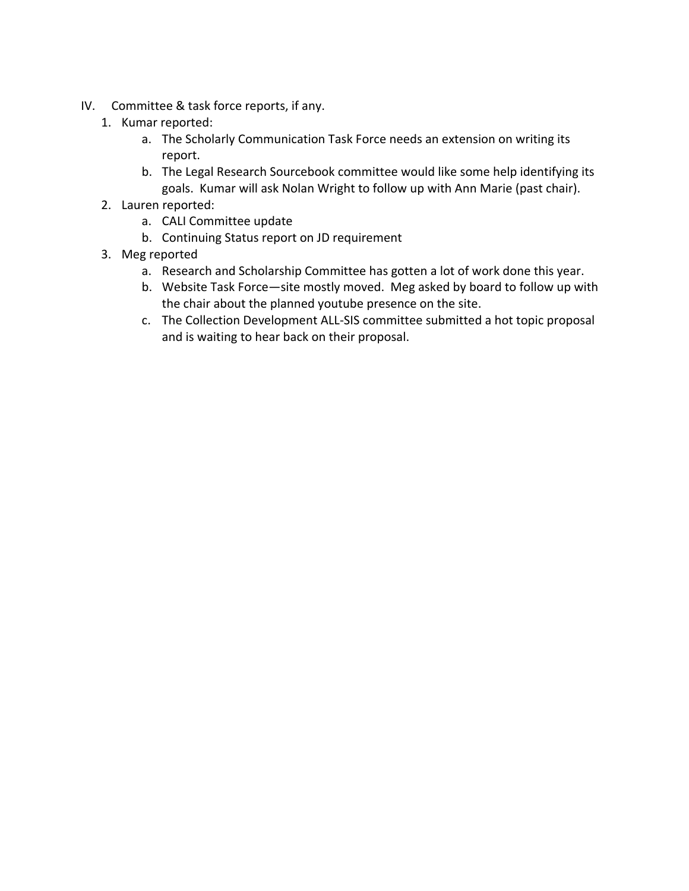IV. Committee & task force reports, if any.

1. Kumar reported:
    a. The Scholarly Communication Task Force needs an extension on writing its report.
    b. The Legal Research Sourcebook committee would like some help identifying its goals. Kumar will ask Nolan Wright to follow up with Ann Marie (past chair).
2. Lauren reported:
    a. CALI Committee update
    b. Continuing Status report on JD requirement
3. Meg reported
    a. Research and Scholarship Committee has gotten a lot of work done this year.
    b. Website Task Force—site mostly moved. Meg asked by board to follow up with the chair about the planned youtube presence on the site.
    c. The Collection Development ALL-SIS committee submitted a hot topic proposal and is waiting to hear back on their proposal.